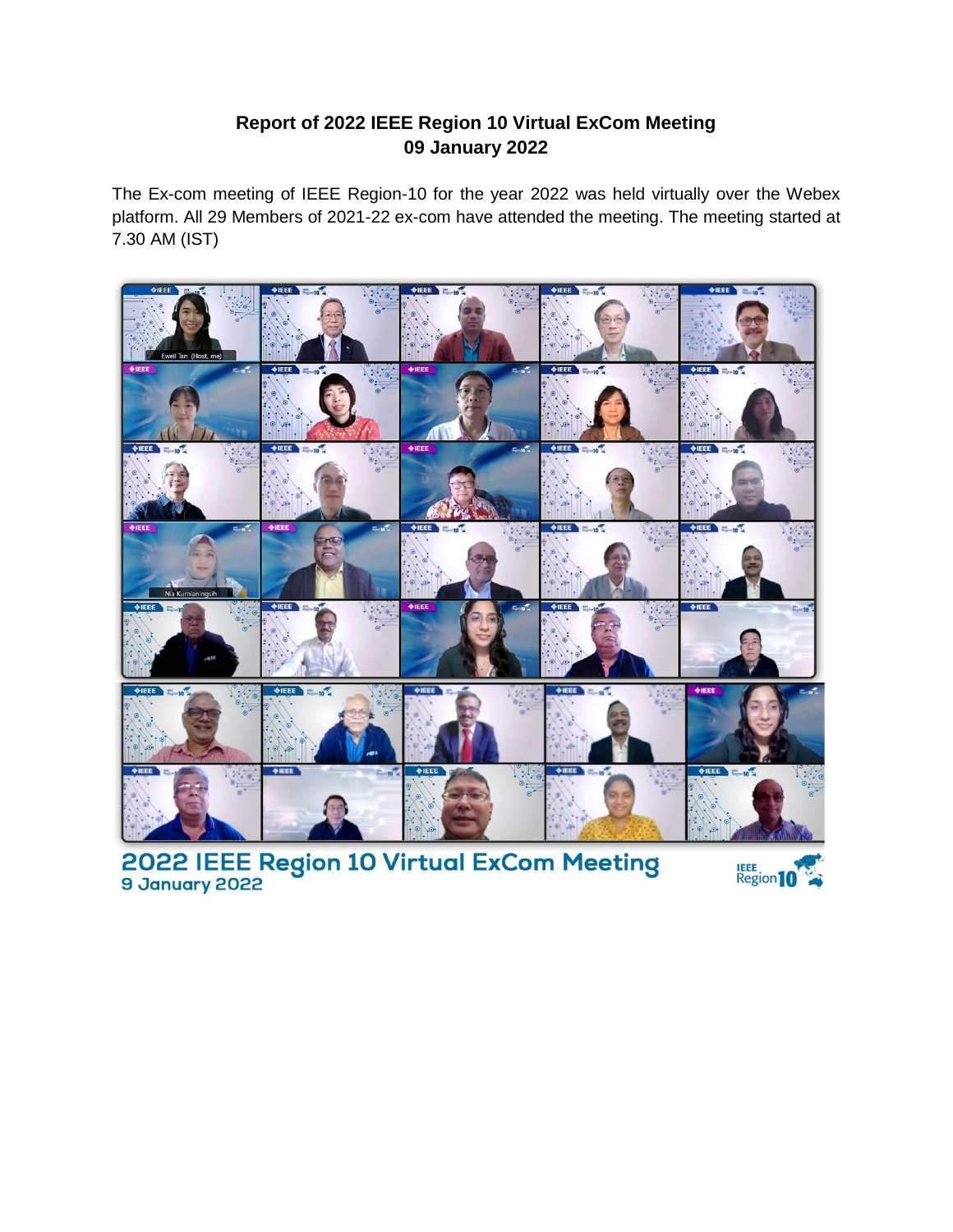**Report of 2022 IEEE Region 10 Virtual ExCom Meeting**
**09 January 2022**

The Ex-com meeting of IEEE Region-10 for the year 2022 was held virtually over the Webex platform. All 29 Members of 2021-22 ex-com have attended the meeting. The meeting started at 7.30 AM (IST)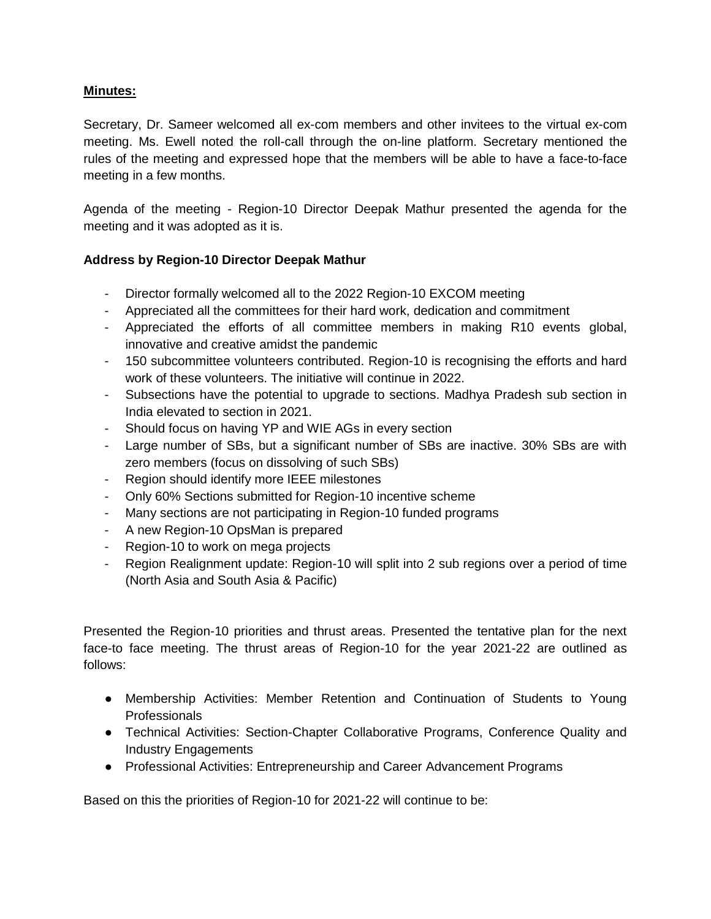**Minutes:**

Secretary, Dr. Sameer welcomed all ex-com members and other invitees to the virtual ex-com meeting. Ms. Ewell noted the roll-call through the on-line platform. Secretary mentioned the rules of the meeting and expressed hope that the members will be able to have a face-to-face meeting in a few months.

Agenda of the meeting - Region-10 Director Deepak Mathur presented the agenda for the meeting and it was adopted as it is.

**Address by Region-10 Director Deepak Mathur**

- Director formally welcomed all to the 2022 Region-10 EXCOM meeting
- Appreciated all the committees for their hard work, dedication and commitment
- Appreciated the efforts of all committee members in making R10 events global, innovative and creative amidst the pandemic
- 150 subcommittee volunteers contributed. Region-10 is recognising the efforts and hard work of these volunteers. The initiative will continue in 2022.
- Subsections have the potential to upgrade to sections. Madhya Pradesh sub section in India elevated to section in 2021.
- Should focus on having YP and WIE AGs in every section
- Large number of SBs, but a significant number of SBs are inactive. 30% SBs are with zero members (focus on dissolving of such SBs)
- Region should identify more IEEE milestones
- Only 60% Sections submitted for Region-10 incentive scheme
- Many sections are not participating in Region-10 funded programs
- A new Region-10 OpsMan is prepared
- Region-10 to work on mega projects
- Region Realignment update: Region-10 will split into 2 sub regions over a period of time (North Asia and South Asia & Pacific)

Presented the Region-10 priorities and thrust areas. Presented the tentative plan for the next face-to face meeting. The thrust areas of Region-10 for the year 2021-22 are outlined as follows:

- Membership Activities: Member Retention and Continuation of Students to Young Professionals
- Technical Activities: Section-Chapter Collaborative Programs, Conference Quality and Industry Engagements
- Professional Activities: Entrepreneurship and Career Advancement Programs

Based on this the priorities of Region-10 for 2021-22 will continue to be: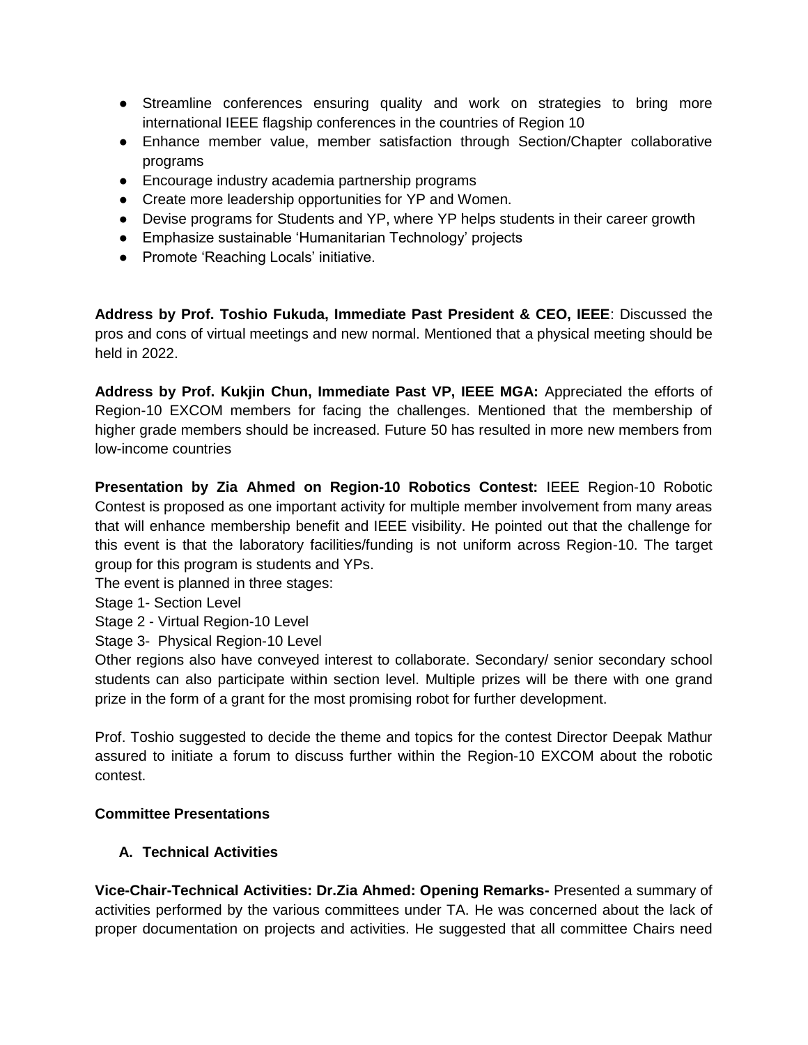- Streamline conferences ensuring quality and work on strategies to bring more international IEEE flagship conferences in the countries of Region 10
- Enhance member value, member satisfaction through Section/Chapter collaborative programs
- Encourage industry academia partnership programs
- Create more leadership opportunities for YP and Women.
- Devise programs for Students and YP, where YP helps students in their career growth
- Emphasize sustainable 'Humanitarian Technology' projects
- Promote 'Reaching Locals' initiative.

**Address by Prof. Toshio Fukuda, Immediate Past President & CEO, IEEE**: Discussed the pros and cons of virtual meetings and new normal. Mentioned that a physical meeting should be held in 2022.

**Address by Prof. Kukjin Chun, Immediate Past VP, IEEE MGA:** Appreciated the efforts of Region-10 EXCOM members for facing the challenges. Mentioned that the membership of higher grade members should be increased. Future 50 has resulted in more new members from low-income countries

**Presentation by Zia Ahmed on Region-10 Robotics Contest:** IEEE Region-10 Robotic Contest is proposed as one important activity for multiple member involvement from many areas that will enhance membership benefit and IEEE visibility. He pointed out that the challenge for this event is that the laboratory facilities/funding is not uniform across Region-10. The target group for this program is students and YPs.
The event is planned in three stages:
Stage 1- Section Level
Stage 2 - Virtual Region-10 Level
Stage 3- Physical Region-10 Level
Other regions also have conveyed interest to collaborate. Secondary/ senior secondary school students can also participate within section level. Multiple prizes will be there with one grand prize in the form of a grant for the most promising robot for further development.

Prof. Toshio suggested to decide the theme and topics for the contest Director Deepak Mathur assured to initiate a forum to discuss further within the Region-10 EXCOM about the robotic contest.

**Committee Presentations**

**A. Technical Activities**

**Vice-Chair-Technical Activities: Dr.Zia Ahmed: Opening Remarks-** Presented a summary of activities performed by the various committees under TA. He was concerned about the lack of proper documentation on projects and activities. He suggested that all committee Chairs need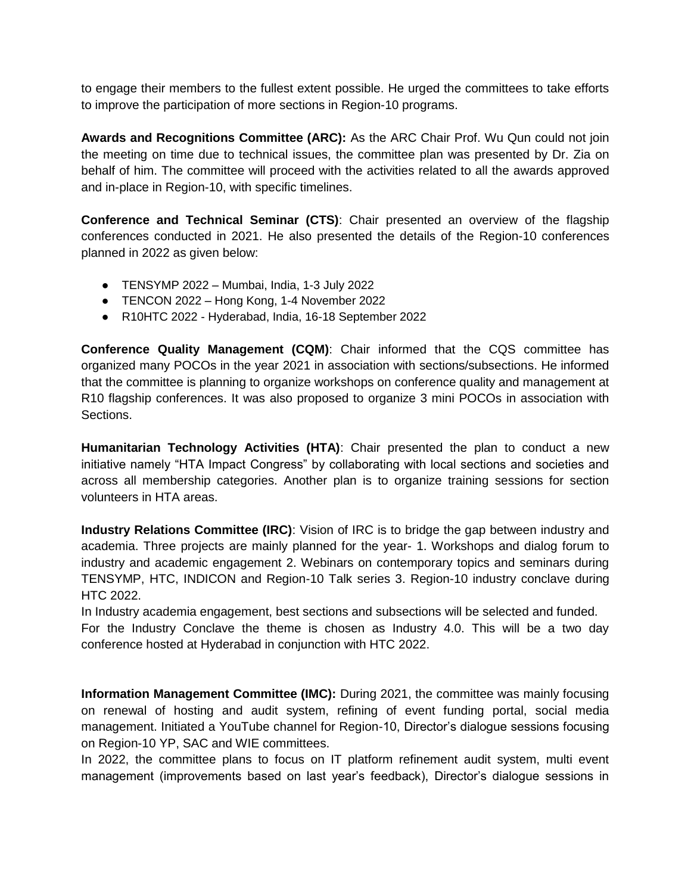to engage their members to the fullest extent possible. He urged the committees to take efforts to improve the participation of more sections in Region-10 programs.

**Awards and Recognitions Committee (ARC):** As the ARC Chair Prof. Wu Qun could not join the meeting on time due to technical issues, the committee plan was presented by Dr. Zia on behalf of him. The committee will proceed with the activities related to all the awards approved and in-place in Region-10, with specific timelines.

**Conference and Technical Seminar (CTS)**: Chair presented an overview of the flagship conferences conducted in 2021. He also presented the details of the Region-10 conferences planned in 2022 as given below:

- TENSYMP 2022 – Mumbai, India, 1-3 July 2022
- TENCON 2022 – Hong Kong, 1-4 November 2022
- R10HTC 2022 - Hyderabad, India, 16-18 September 2022

**Conference Quality Management (CQM)**: Chair informed that the CQS committee has organized many POCOs in the year 2021 in association with sections/subsections. He informed that the committee is planning to organize workshops on conference quality and management at R10 flagship conferences. It was also proposed to organize 3 mini POCOs in association with Sections.

**Humanitarian Technology Activities (HTA)**: Chair presented the plan to conduct a new initiative namely "HTA Impact Congress" by collaborating with local sections and societies and across all membership categories. Another plan is to organize training sessions for section volunteers in HTA areas.

**Industry Relations Committee (IRC)**: Vision of IRC is to bridge the gap between industry and academia. Three projects are mainly planned for the year- 1. Workshops and dialog forum to industry and academic engagement 2. Webinars on contemporary topics and seminars during TENSYMP, HTC, INDICON and Region-10 Talk series 3. Region-10 industry conclave during HTC 2022.

In Industry academia engagement, best sections and subsections will be selected and funded.

For the Industry Conclave the theme is chosen as Industry 4.0. This will be a two day conference hosted at Hyderabad in conjunction with HTC 2022.

**Information Management Committee (IMC):** During 2021, the committee was mainly focusing on renewal of hosting and audit system, refining of event funding portal, social media management. Initiated a YouTube channel for Region-10, Director's dialogue sessions focusing on Region-10 YP, SAC and WIE committees.

In 2022, the committee plans to focus on IT platform refinement audit system, multi event management (improvements based on last year's feedback), Director's dialogue sessions in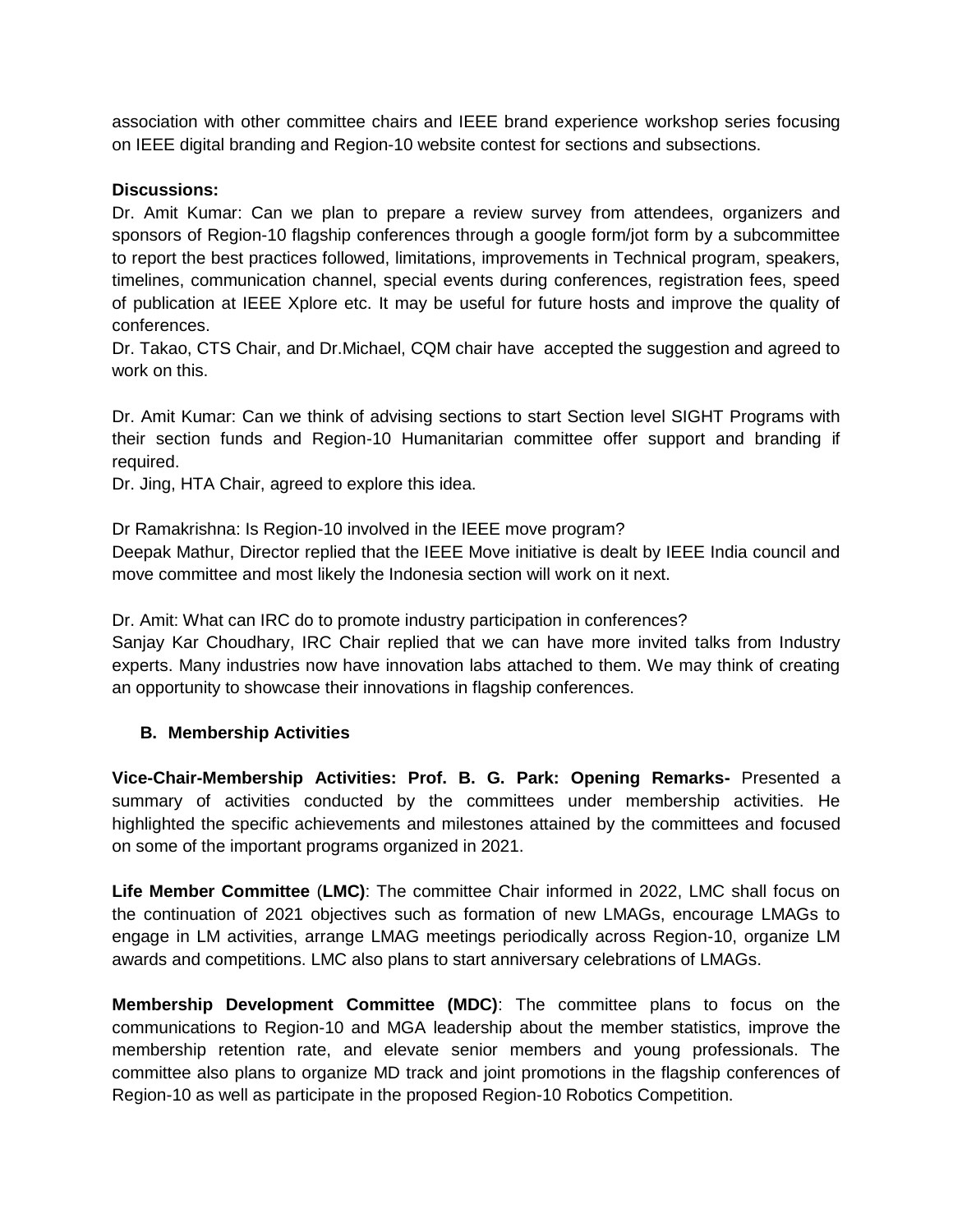association with other committee chairs and IEEE brand experience workshop series focusing on IEEE digital branding and Region-10 website contest for sections and subsections.

**Discussions:**

Dr. Amit Kumar: Can we plan to prepare a review survey from attendees, organizers and sponsors of Region-10 flagship conferences through a google form/jot form by a subcommittee to report the best practices followed, limitations, improvements in Technical program, speakers, timelines, communication channel, special events during conferences, registration fees, speed of publication at IEEE Xplore etc. It may be useful for future hosts and improve the quality of conferences.

Dr. Takao, CTS Chair, and Dr.Michael, CQM chair have accepted the suggestion and agreed to work on this.

Dr. Amit Kumar: Can we think of advising sections to start Section level SIGHT Programs with their section funds and Region-10 Humanitarian committee offer support and branding if required.

Dr. Jing, HTA Chair, agreed to explore this idea.

Dr Ramakrishna: Is Region-10 involved in the IEEE move program?

Deepak Mathur, Director replied that the IEEE Move initiative is dealt by IEEE India council and move committee and most likely the Indonesia section will work on it next.

Dr. Amit: What can IRC do to promote industry participation in conferences?

Sanjay Kar Choudhary, IRC Chair replied that we can have more invited talks from Industry experts. Many industries now have innovation labs attached to them. We may think of creating an opportunity to showcase their innovations in flagship conferences.

### B. Membership Activities

**Vice-Chair-Membership Activities: Prof. B. G. Park: Opening Remarks-** Presented a summary of activities conducted by the committees under membership activities. He highlighted the specific achievements and milestones attained by the committees and focused on some of the important programs organized in 2021.

**Life Member Committee** (**LMC)**: The committee Chair informed in 2022, LMC shall focus on the continuation of 2021 objectives such as formation of new LMAGs, encourage LMAGs to engage in LM activities, arrange LMAG meetings periodically across Region-10, organize LM awards and competitions. LMC also plans to start anniversary celebrations of LMAGs.

**Membership Development Committee (MDC)**: The committee plans to focus on the communications to Region-10 and MGA leadership about the member statistics, improve the membership retention rate, and elevate senior members and young professionals. The committee also plans to organize MD track and joint promotions in the flagship conferences of Region-10 as well as participate in the proposed Region-10 Robotics Competition.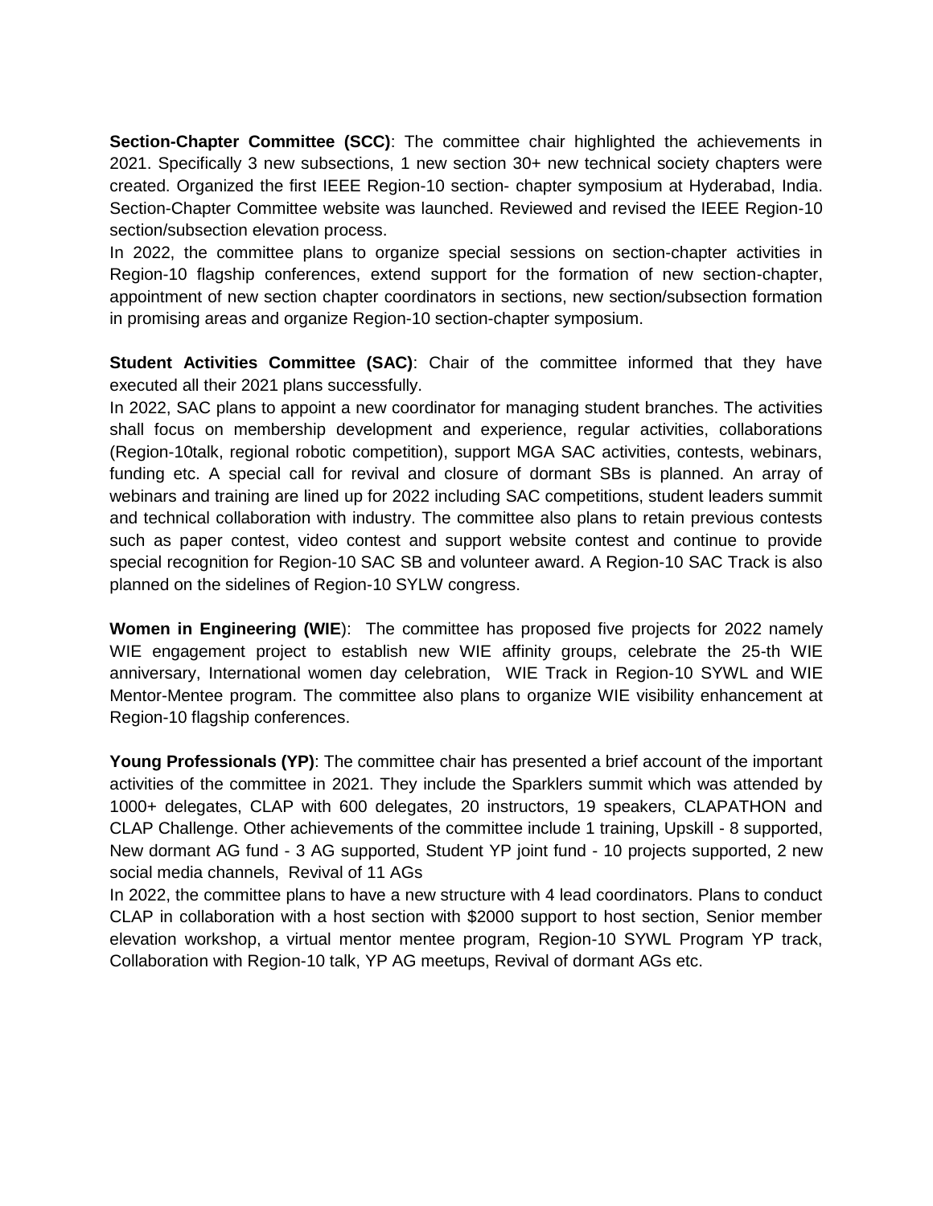**Section-Chapter Committee (SCC)**: The committee chair highlighted the achievements in 2021. Specifically 3 new subsections, 1 new section 30+ new technical society chapters were created. Organized the first IEEE Region-10 section- chapter symposium at Hyderabad, India. Section-Chapter Committee website was launched. Reviewed and revised the IEEE Region-10 section/subsection elevation process.
In 2022, the committee plans to organize special sessions on section-chapter activities in Region-10 flagship conferences, extend support for the formation of new section-chapter, appointment of new section chapter coordinators in sections, new section/subsection formation in promising areas and organize Region-10 section-chapter symposium.

**Student Activities Committee (SAC)**: Chair of the committee informed that they have executed all their 2021 plans successfully.
In 2022, SAC plans to appoint a new coordinator for managing student branches. The activities shall focus on membership development and experience, regular activities, collaborations (Region-10talk, regional robotic competition), support MGA SAC activities, contests, webinars, funding etc. A special call for revival and closure of dormant SBs is planned. An array of webinars and training are lined up for 2022 including SAC competitions, student leaders summit and technical collaboration with industry. The committee also plans to retain previous contests such as paper contest, video contest and support website contest and continue to provide special recognition for Region-10 SAC SB and volunteer award. A Region-10 SAC Track is also planned on the sidelines of Region-10 SYLW congress.

**Women in Engineering (WIE**): The committee has proposed five projects for 2022 namely WIE engagement project to establish new WIE affinity groups, celebrate the 25-th WIE anniversary, International women day celebration, WIE Track in Region-10 SYWL and WIE Mentor-Mentee program. The committee also plans to organize WIE visibility enhancement at Region-10 flagship conferences.

**Young Professionals (YP)**: The committee chair has presented a brief account of the important activities of the committee in 2021. They include the Sparklers summit which was attended by 1000+ delegates, CLAP with 600 delegates, 20 instructors, 19 speakers, CLAPATHON and CLAP Challenge. Other achievements of the committee include 1 training, Upskill - 8 supported, New dormant AG fund - 3 AG supported, Student YP joint fund - 10 projects supported, 2 new social media channels, Revival of 11 AGs
In 2022, the committee plans to have a new structure with 4 lead coordinators. Plans to conduct CLAP in collaboration with a host section with $2000 support to host section, Senior member elevation workshop, a virtual mentor mentee program, Region-10 SYWL Program YP track, Collaboration with Region-10 talk, YP AG meetups, Revival of dormant AGs etc.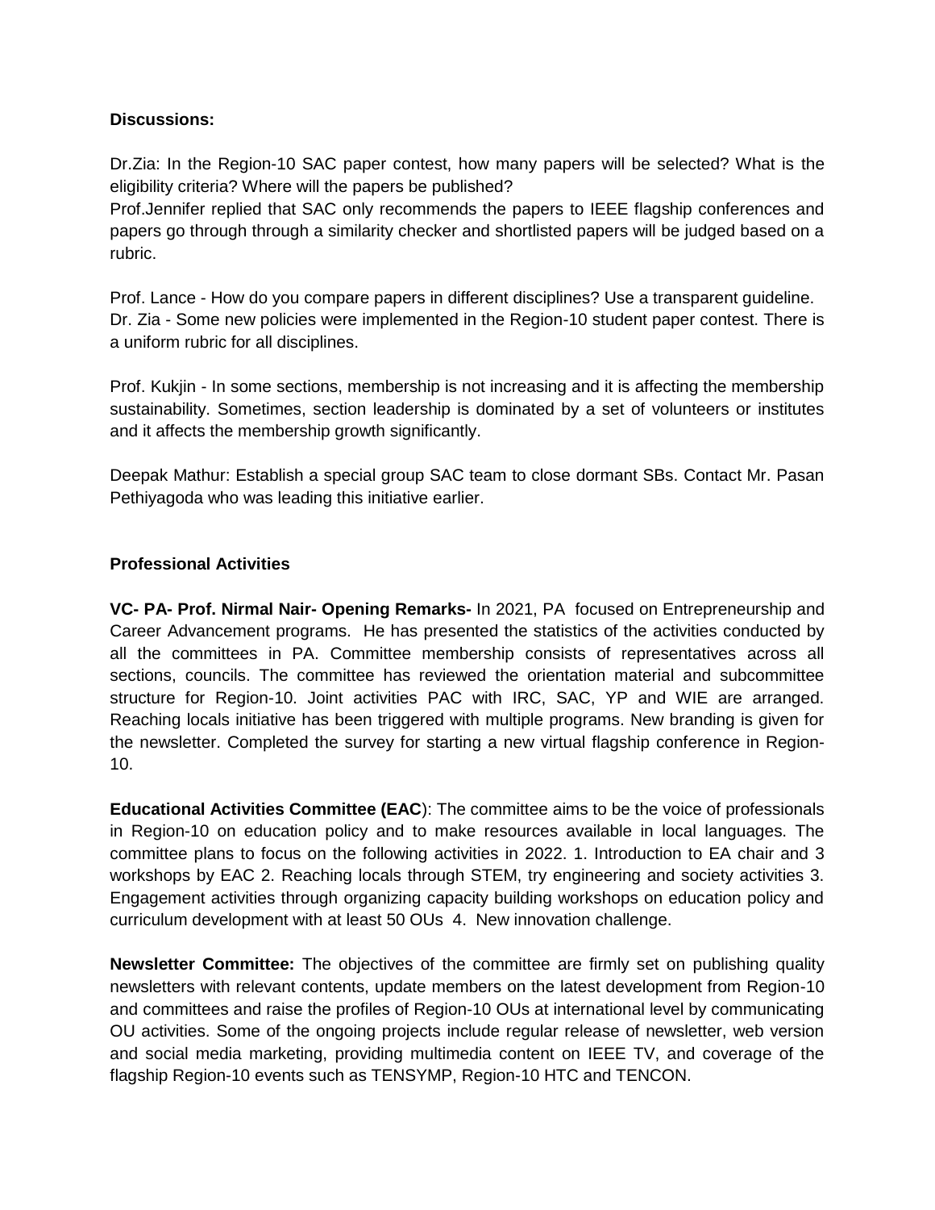**Discussions:**

Dr.Zia: In the Region-10 SAC paper contest, how many papers will be selected? What is the eligibility criteria? Where will the papers be published?
Prof.Jennifer replied that SAC only recommends the papers to IEEE flagship conferences and papers go through through a similarity checker and shortlisted papers will be judged based on a rubric.

Prof. Lance - How do you compare papers in different disciplines? Use a transparent guideline.
Dr. Zia - Some new policies were implemented in the Region-10 student paper contest. There is a uniform rubric for all disciplines.

Prof. Kukjin - In some sections, membership is not increasing and it is affecting the membership sustainability. Sometimes, section leadership is dominated by a set of volunteers or institutes and it affects the membership growth significantly.

Deepak Mathur: Establish a special group SAC team to close dormant SBs. Contact Mr. Pasan Pethiyagoda who was leading this initiative earlier.

**Professional Activities**

**VC- PA- Prof. Nirmal Nair- Opening Remarks-** In 2021, PA focused on Entrepreneurship and Career Advancement programs. He has presented the statistics of the activities conducted by all the committees in PA. Committee membership consists of representatives across all sections, councils. The committee has reviewed the orientation material and subcommittee structure for Region-10. Joint activities PAC with IRC, SAC, YP and WIE are arranged. Reaching locals initiative has been triggered with multiple programs. New branding is given for the newsletter. Completed the survey for starting a new virtual flagship conference in Region-10.

**Educational Activities Committee (EAC**): The committee aims to be the voice of professionals in Region-10 on education policy and to make resources available in local languages. The committee plans to focus on the following activities in 2022. 1. Introduction to EA chair and 3 workshops by EAC 2. Reaching locals through STEM, try engineering and society activities 3. Engagement activities through organizing capacity building workshops on education policy and curriculum development with at least 50 OUs 4. New innovation challenge.

**Newsletter Committee:** The objectives of the committee are firmly set on publishing quality newsletters with relevant contents, update members on the latest development from Region-10 and committees and raise the profiles of Region-10 OUs at international level by communicating OU activities. Some of the ongoing projects include regular release of newsletter, web version and social media marketing, providing multimedia content on IEEE TV, and coverage of the flagship Region-10 events such as TENSYMP, Region-10 HTC and TENCON.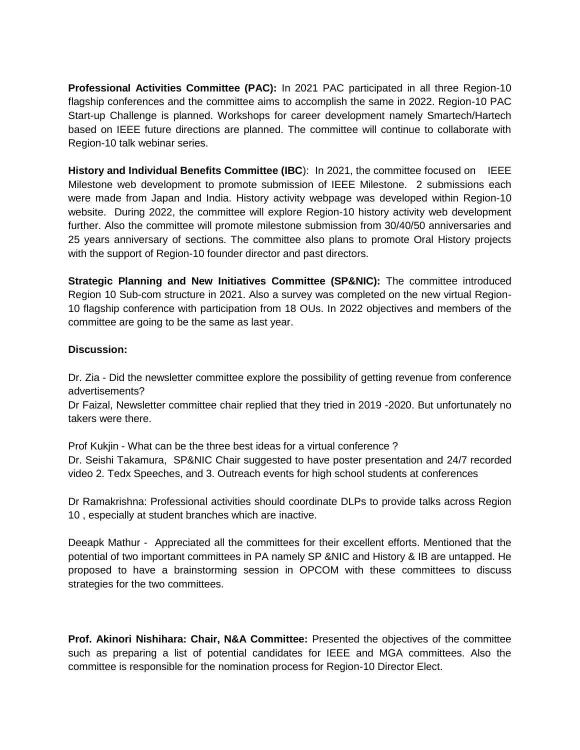**Professional Activities Committee (PAC):** In 2021 PAC participated in all three Region-10 flagship conferences and the committee aims to accomplish the same in 2022. Region-10 PAC Start-up Challenge is planned. Workshops for career development namely Smartech/Hartech based on IEEE future directions are planned. The committee will continue to collaborate with Region-10 talk webinar series.

**History and Individual Benefits Committee (IBC**): In 2021, the committee focused on IEEE Milestone web development to promote submission of IEEE Milestone. 2 submissions each were made from Japan and India. History activity webpage was developed within Region-10 website. During 2022, the committee will explore Region-10 history activity web development further. Also the committee will promote milestone submission from 30/40/50 anniversaries and 25 years anniversary of sections. The committee also plans to promote Oral History projects with the support of Region-10 founder director and past directors.

**Strategic Planning and New Initiatives Committee (SP&NIC):** The committee introduced Region 10 Sub-com structure in 2021. Also a survey was completed on the new virtual Region-10 flagship conference with participation from 18 OUs. In 2022 objectives and members of the committee are going to be the same as last year.

**Discussion:**

Dr. Zia - Did the newsletter committee explore the possibility of getting revenue from conference advertisements?
Dr Faizal, Newsletter committee chair replied that they tried in 2019 -2020. But unfortunately no takers were there.

Prof Kukjin - What can be the three best ideas for a virtual conference ?
Dr. Seishi Takamura, SP&NIC Chair suggested to have poster presentation and 24/7 recorded video 2. Tedx Speeches, and 3. Outreach events for high school students at conferences

Dr Ramakrishna: Professional activities should coordinate DLPs to provide talks across Region 10 , especially at student branches which are inactive.

Deeapk Mathur - Appreciated all the committees for their excellent efforts. Mentioned that the potential of two important committees in PA namely SP &NIC and History & IB are untapped. He proposed to have a brainstorming session in OPCOM with these committees to discuss strategies for the two committees.

**Prof. Akinori Nishihara: Chair, N&A Committee:** Presented the objectives of the committee such as preparing a list of potential candidates for IEEE and MGA committees. Also the committee is responsible for the nomination process for Region-10 Director Elect.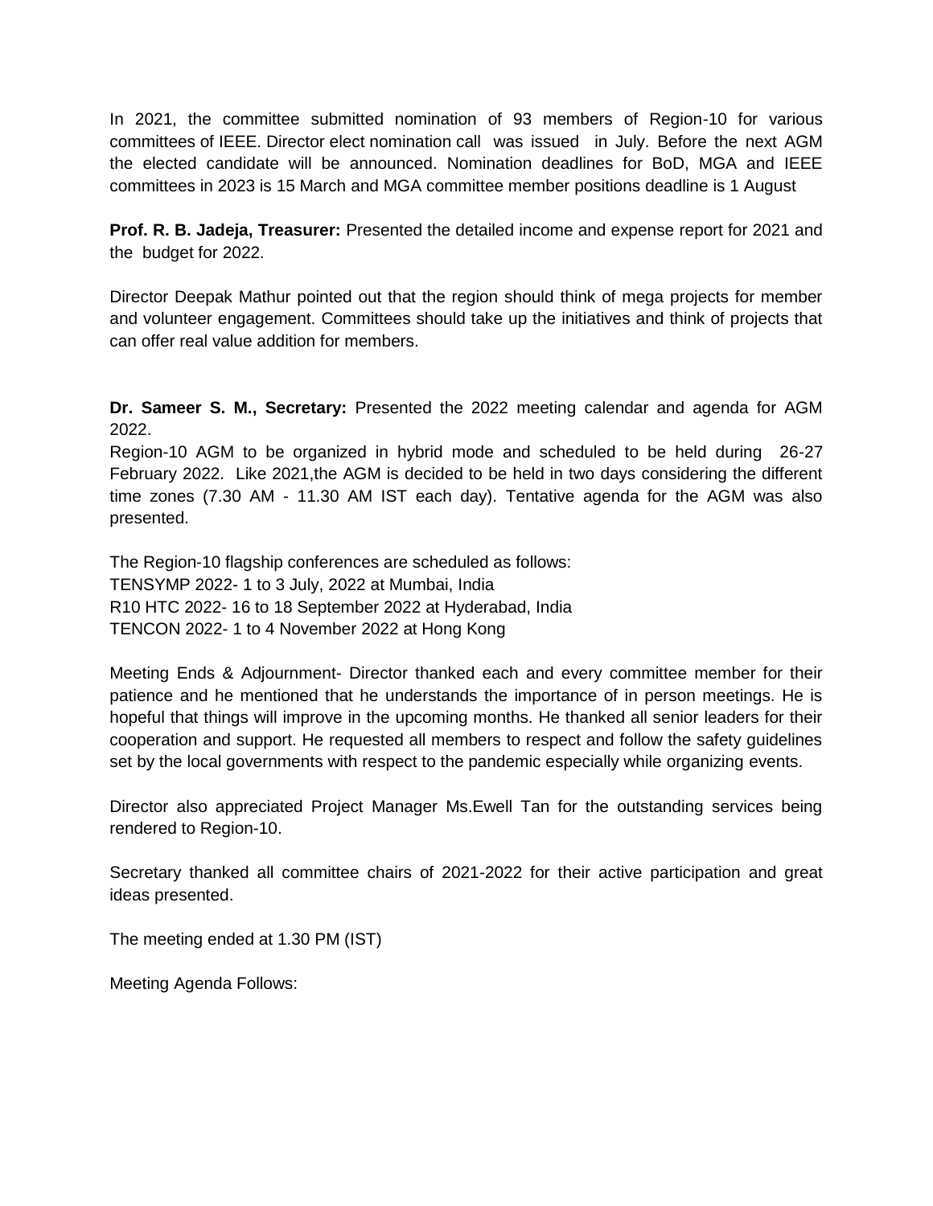In 2021, the committee submitted nomination of 93 members of Region-10 for various committees of IEEE. Director elect nomination call was issued in July. Before the next AGM the elected candidate will be announced. Nomination deadlines for BoD, MGA and IEEE committees in 2023 is 15 March and MGA committee member positions deadline is 1 August

**Prof. R. B. Jadeja, Treasurer:** Presented the detailed income and expense report for 2021 and the budget for 2022.

Director Deepak Mathur pointed out that the region should think of mega projects for member and volunteer engagement. Committees should take up the initiatives and think of projects that can offer real value addition for members.

**Dr. Sameer S. M., Secretary:** Presented the 2022 meeting calendar and agenda for AGM 2022.

Region-10 AGM to be organized in hybrid mode and scheduled to be held during 26-27 February 2022. Like 2021,the AGM is decided to be held in two days considering the different time zones (7.30 AM - 11.30 AM IST each day). Tentative agenda for the AGM was also presented.

The Region-10 flagship conferences are scheduled as follows:
TENSYMP 2022- 1 to 3 July, 2022 at Mumbai, India
R10 HTC 2022- 16 to 18 September 2022 at Hyderabad, India
TENCON 2022- 1 to 4 November 2022 at Hong Kong

Meeting Ends & Adjournment- Director thanked each and every committee member for their patience and he mentioned that he understands the importance of in person meetings. He is hopeful that things will improve in the upcoming months. He thanked all senior leaders for their cooperation and support. He requested all members to respect and follow the safety guidelines set by the local governments with respect to the pandemic especially while organizing events.

Director also appreciated Project Manager Ms.Ewell Tan for the outstanding services being rendered to Region-10.

Secretary thanked all committee chairs of 2021-2022 for their active participation and great ideas presented.

The meeting ended at 1.30 PM (IST)

Meeting Agenda Follows: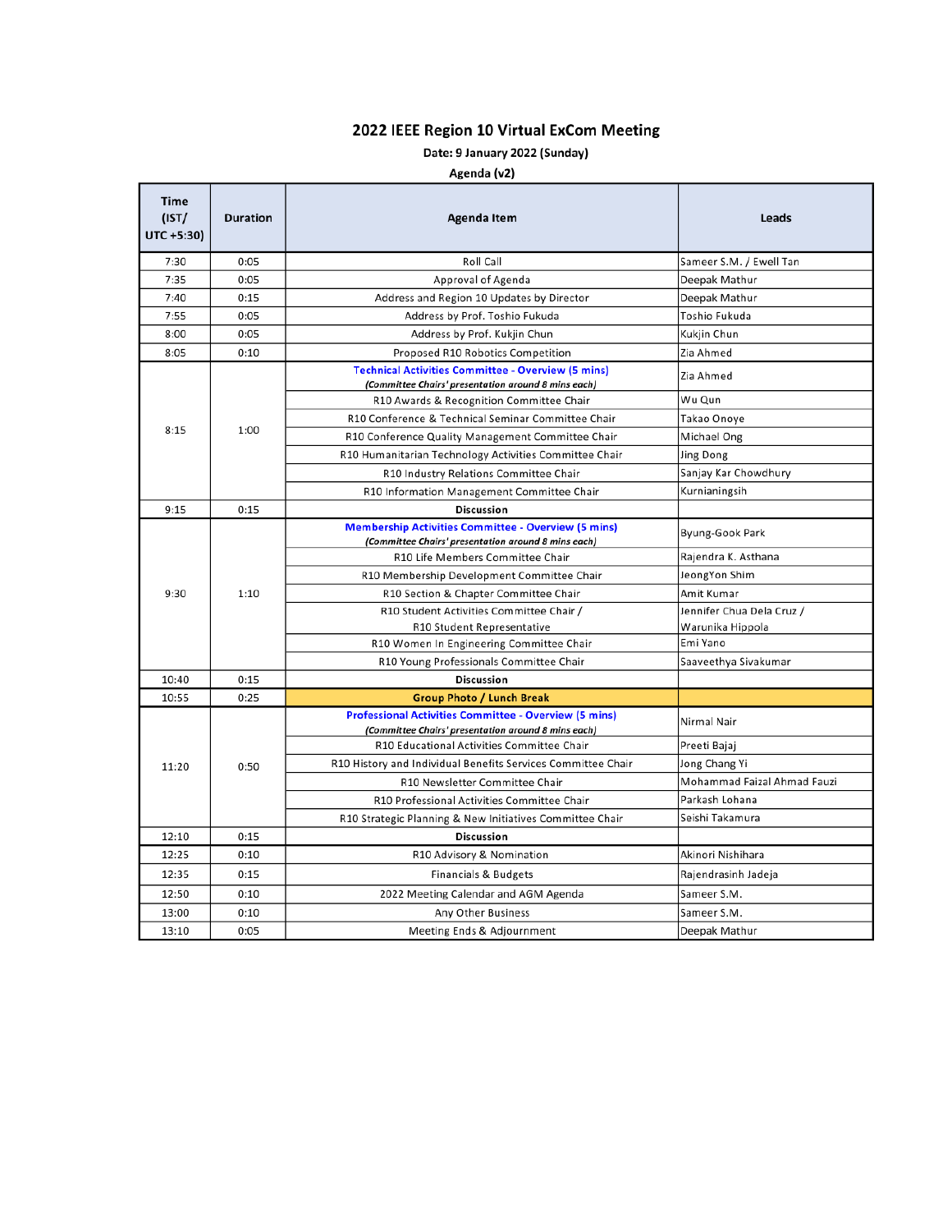# 2022 IEEE Region 10 Virtual ExCom Meeting

**Date: 9 January 2022 (Sunday)**

**Agenda (v2)**

| Time (IST/ UTC +5:30) | Duration | Agenda Item | Leads |
|---|---|---|---|
| 7:30 | 0:05 | Roll Call | Sameer S.M. / Ewell Tan |
| 7:35 | 0:05 | Approval of Agenda | Deepak Mathur |
| 7:40 | 0:15 | Address and Region 10 Updates by Director | Deepak Mathur |
| 7:55 | 0:05 | Address by Prof. Toshio Fukuda | Toshio Fukuda |
| 8:00 | 0:05 | Address by Prof. Kukjin Chun | Kukjin Chun |
| 8:05 | 0:10 | Proposed R10 Robotics Competition | Zia Ahmed |
| 8:15 | 1:00 | **Technical Activities Committee - Overview (5 mins)** *(Committee Chairs' presentation around 8 mins each)* | Zia Ahmed |
| | | R10 Awards & Recognition Committee Chair | Wu Qun |
| | | R10 Conference & Technical Seminar Committee Chair | Takao Onoye |
| | | R10 Conference Quality Management Committee Chair | Michael Ong |
| | | R10 Humanitarian Technology Activities Committee Chair | Jing Dong |
| | | R10 Industry Relations Committee Chair | Sanjay Kar Chowdhury |
| | | R10 Information Management Committee Chair | Kurnianingsih |
| 9:15 | 0:15 | **Discussion** | |
| 9:30 | 1:10 | **Membership Activities Committee - Overview (5 mins)** *(Committee Chairs' presentation around 8 mins each)* | Byung-Gook Park |
| | | R10 Life Members Committee Chair | Rajendra K. Asthana |
| | | R10 Membership Development Committee Chair | JeongYon Shim |
| | | R10 Section & Chapter Committee Chair | Amit Kumar |
| | | R10 Student Activities Committee Chair / R10 Student Representative | Jennifer Chua Dela Cruz / Warunika Hippola |
| | | R10 Women In Engineering Committee Chair | Emi Yano |
| | | R10 Young Professionals Committee Chair | Saaveethya Sivakumar |
| 10:40 | 0:15 | **Discussion** | |
| 10:55 | 0:25 | **Group Photo / Lunch Break** | |
| 11:20 | 0:50 | **Professional Activities Committee - Overview (5 mins)** *(Committee Chairs' presentation around 8 mins each)* | Nirmal Nair |
| | | R10 Educational Activities Committee Chair | Preeti Bajaj |
| | | R10 History and Individual Benefits Services Committee Chair | Jong Chang Yi |
| | | R10 Newsletter Committee Chair | Mohammad Faizal Ahmad Fauzi |
| | | R10 Professional Activities Committee Chair | Parkash Lohana |
| | | R10 Strategic Planning & New Initiatives Committee Chair | Seishi Takamura |
| 12:10 | 0:15 | **Discussion** | |
| 12:25 | 0:10 | R10 Advisory & Nomination | Akinori Nishihara |
| 12:35 | 0:15 | Financials & Budgets | Rajendrasinh Jadeja |
| 12:50 | 0:10 | 2022 Meeting Calendar and AGM Agenda | Sameer S.M. |
| 13:00 | 0:10 | Any Other Business | Sameer S.M. |
| 13:10 | 0:05 | Meeting Ends & Adjournment | Deepak Mathur |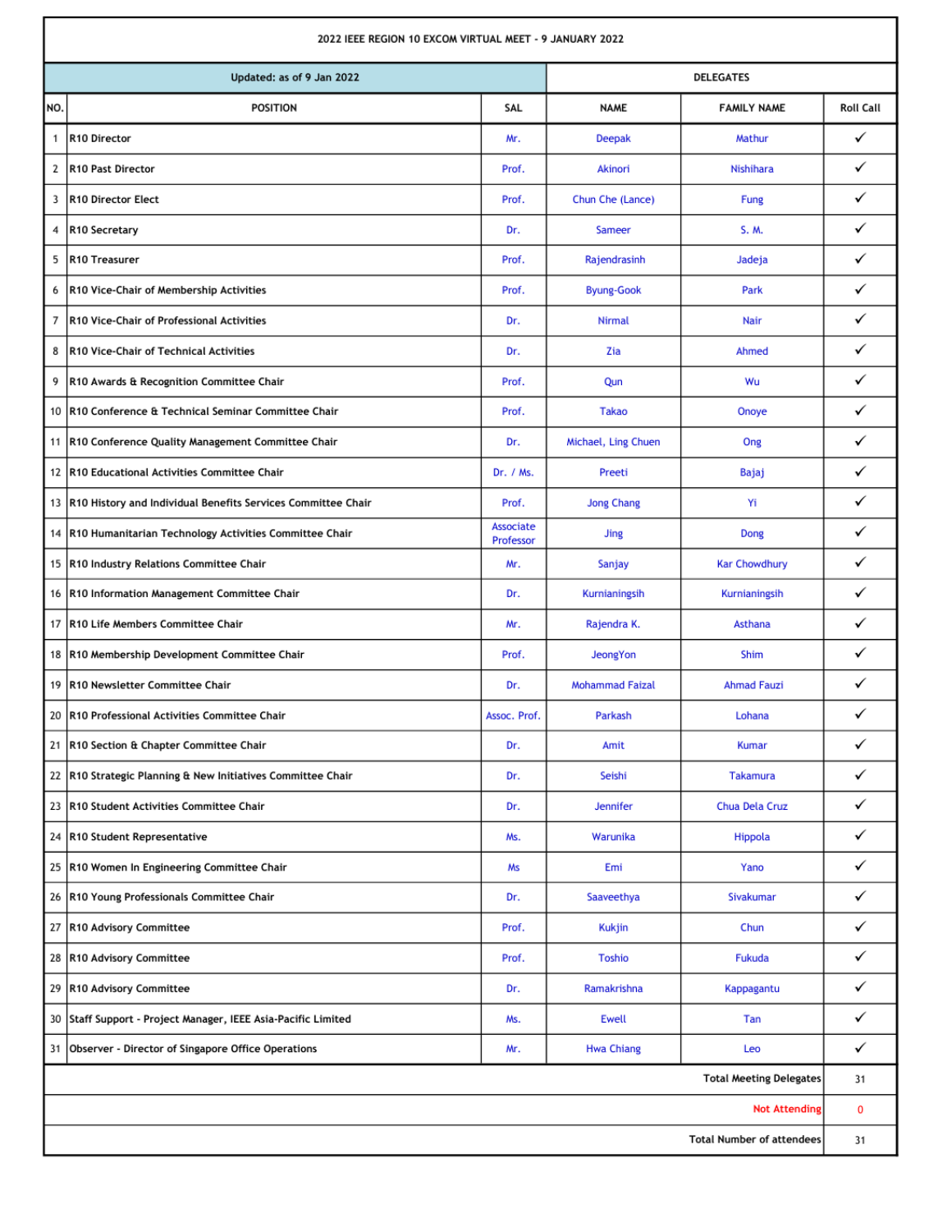| 2022 IEEE REGION 10 EXCOM VIRTUAL MEET - 9 JANUARY 2022 | | | | | |
|---|---|---|---|---|---|
| Updated: as of 9 Jan 2022 | | | DELEGATES | | |
| NO. | POSITION | SAL | NAME | FAMILY NAME | Roll Call |
| 1 | R10 Director | Mr. | Deepak | Mathur | ✓ |
| 2 | R10 Past Director | Prof. | Akinori | Nishihara | ✓ |
| 3 | R10 Director Elect | Prof. | Chun Che (Lance) | Fung | ✓ |
| 4 | R10 Secretary | Dr. | Sameer | S. M. | ✓ |
| 5 | R10 Treasurer | Prof. | Rajendrasinh | Jadeja | ✓ |
| 6 | R10 Vice-Chair of Membership Activities | Prof. | Byung-Gook | Park | ✓ |
| 7 | R10 Vice-Chair of Professional Activities | Dr. | Nirmal | Nair | ✓ |
| 8 | R10 Vice-Chair of Technical Activities | Dr. | Zia | Ahmed | ✓ |
| 9 | R10 Awards & Recognition Committee Chair | Prof. | Qun | Wu | ✓ |
| 10 | R10 Conference & Technical Seminar Committee Chair | Prof. | Takao | Onoye | ✓ |
| 11 | R10 Conference Quality Management Committee Chair | Dr. | Michael, Ling Chuen | Ong | ✓ |
| 12 | R10 Educational Activities Committee Chair | Dr. / Ms. | Preeti | Bajaj | ✓ |
| 13 | R10 History and Individual Benefits Services Committee Chair | Prof. | Jong Chang | Yi | ✓ |
| 14 | R10 Humanitarian Technology Activities Committee Chair | Associate Professor | Jing | Dong | ✓ |
| 15 | R10 Industry Relations Committee Chair | Mr. | Sanjay | Kar Chowdhury | ✓ |
| 16 | R10 Information Management Committee Chair | Dr. | Kurnianingsih | Kurnianingsih | ✓ |
| 17 | R10 Life Members Committee Chair | Mr. | Rajendra K. | Asthana | ✓ |
| 18 | R10 Membership Development Committee Chair | Prof. | JeongYon | Shim | ✓ |
| 19 | R10 Newsletter Committee Chair | Dr. | Mohammad Faizal | Ahmad Fauzi | ✓ |
| 20 | R10 Professional Activities Committee Chair | Assoc. Prof. | Parkash | Lohana | ✓ |
| 21 | R10 Section & Chapter Committee Chair | Dr. | Amit | Kumar | ✓ |
| 22 | R10 Strategic Planning & New Initiatives Committee Chair | Dr. | Seishi | Takamura | ✓ |
| 23 | R10 Student Activities Committee Chair | Dr. | Jennifer | Chua Dela Cruz | ✓ |
| 24 | R10 Student Representative | Ms. | Warunika | Hippola | ✓ |
| 25 | R10 Women In Engineering Committee Chair | Ms | Emi | Yano | ✓ |
| 26 | R10 Young Professionals Committee Chair | Dr. | Saaveethya | Sivakumar | ✓ |
| 27 | R10 Advisory Committee | Prof. | Kukjin | Chun | ✓ |
| 28 | R10 Advisory Committee | Prof. | Toshio | Fukuda | ✓ |
| 29 | R10 Advisory Committee | Dr. | Ramakrishna | Kappagantu | ✓ |
| 30 | Staff Support - Project Manager, IEEE Asia-Pacific Limited | Ms. | Ewell | Tan | ✓ |
| 31 | Observer - Director of Singapore Office Operations | Mr. | Hwa Chiang | Leo | ✓ |
| | | | | Total Meeting Delegates | 31 |
| | | | | Not Attending | 0 |
| | | | | Total Number of attendees | 31 |